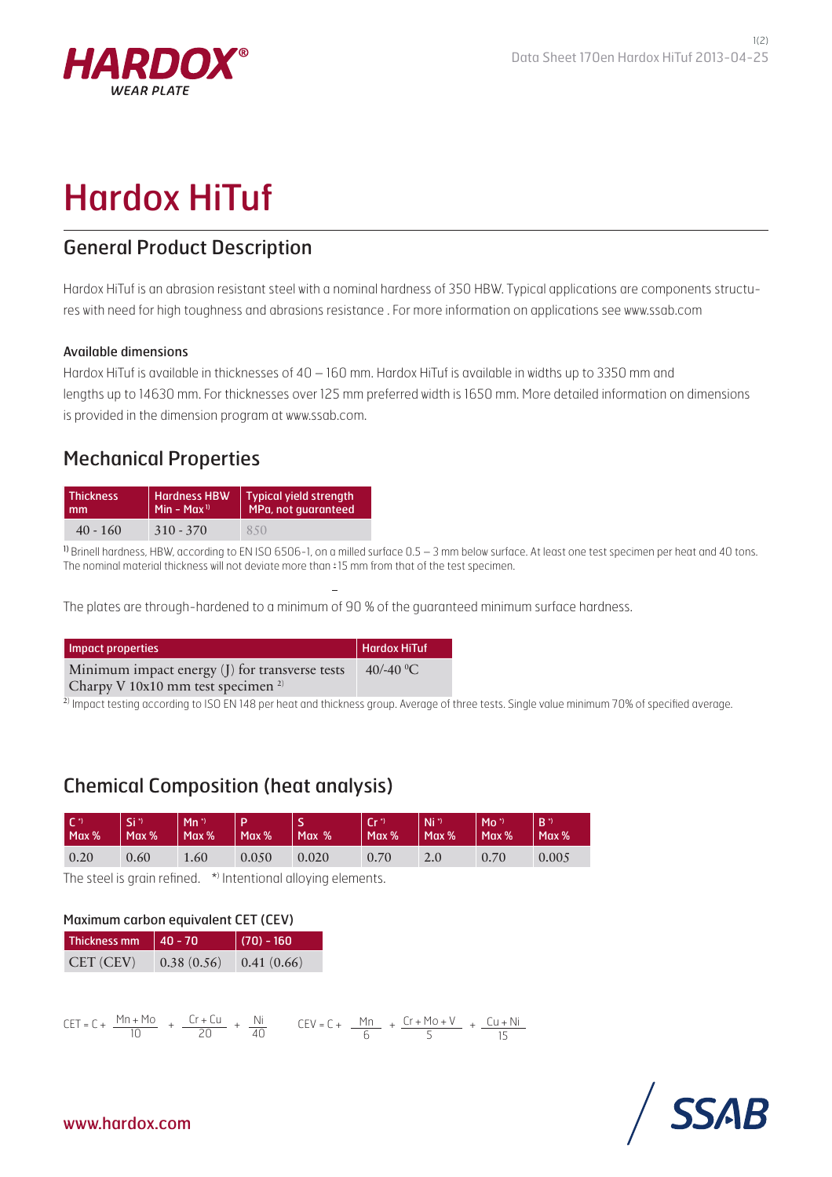# Hardox HiTuf

## General Product Description

Hardox HiTuf is an abrasion resistant steel with a nominal hardness of 350 HBW. Typical applications are components structures with need for high toughness and abrasions resistance . For more information on applications see www.ssab.com

### Available dimensions

Hardox HiTuf is available in thicknesses of 40 – 160 mm. Hardox HiTuf is available in widths up to 3350 mm and lengths up to 14630 mm. For thicknesses over 125 mm preferred width is 1650 mm. More detailed information on dimensions is provided in the dimension program at www.ssab.com.

## Mechanical Properties

| Thickness mm | Hardness HBW Min - Max [1] | Typical yield strength MPa, not guaranteed |
|---|---|---|
| 40 - 160 | 310 - 370 | 850 |

[1] Brinell hardness, HBW, according to EN ISO 6506-1, on a milled surface 0.5 – 3 mm below surface. At least one test specimen per heat and 40 tons. The nominal material thickness will not deviate more than ±15 mm from that of the test specimen.

The plates are through-hardened to a minimum of 90 % of the guaranteed minimum surface hardness.

| Impact properties | Hardox HiTuf |
|---|---|
| Minimum impact energy (J) for transverse tests Charpy V 10x10 mm test specimen [2] | 40/-40 °C |

[2] Impact testing according to ISO EN 148 per heat and thickness group. Average of three tests. Single value minimum 70% of specified average.

## Chemical Composition (heat analysis)

| C *) Max % | Si *) Max % | Mn *) Max % | P Max % | S Max % | Cr *) Max % | Ni *) Max % | Mo *) Max % | B *) Max % |
|---|---|---|---|---|---|---|---|---|
| 0.20 | 0.60 | 1.60 | 0.050 | 0.020 | 0.70 | 2.0 | 0.70 | 0.005 |

The steel is grain refined. *) Intentional alloying elements.

### Maximum carbon equivalent CET (CEV)

| Thickness mm | 40 - 70 | (70) - 160 |
|---|---|---|
| CET (CEV) | 0.38 (0.56) | 0.41 (0.66) |

$$CET = C + \frac{Mn + Mo}{10} + \frac{Cr + Cu}{20} + \frac{Ni}{40}$$

$$CEV = C + \frac{Mn}{6} + \frac{Cr + Mo + V}{5} + \frac{Cu + Ni}{15}$$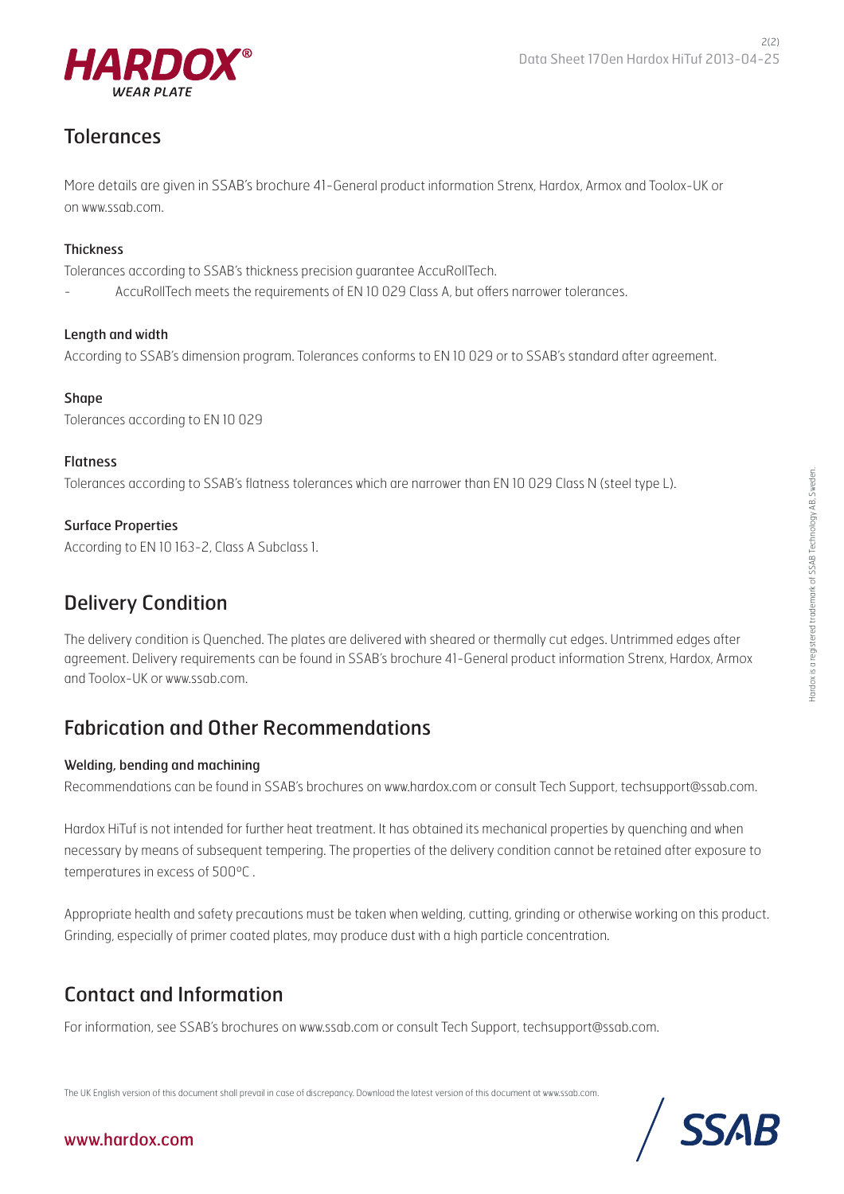## Tolerances

More details are given in SSAB's brochure 41-General product information Strenx, Hardox, Armox and Toolox-UK or on www.ssab.com.

### Thickness

Tolerances according to SSAB's thickness precision guarantee AccuRollTech.

- AccuRollTech meets the requirements of EN 10 029 Class A, but offers narrower tolerances.

### Length and width

According to SSAB's dimension program. Tolerances conforms to EN 10 029 or to SSAB's standard after agreement.

### Shape

Tolerances according to EN 10 029

### Flatness

Tolerances according to SSAB's flatness tolerances which are narrower than EN 10 029 Class N (steel type L).

### Surface Properties

According to EN 10 163-2, Class A Subclass 1.

## Delivery Condition

The delivery condition is Quenched. The plates are delivered with sheared or thermally cut edges. Untrimmed edges after agreement. Delivery requirements can be found in SSAB's brochure 41-General product information Strenx, Hardox, Armox and Toolox-UK or www.ssab.com.

## Fabrication and Other Recommendations

### Welding, bending and machining

Recommendations can be found in SSAB's brochures on www.hardox.com or consult Tech Support, techsupport@ssab.com.

Hardox HiTuf is not intended for further heat treatment. It has obtained its mechanical properties by quenching and when necessary by means of subsequent tempering. The properties of the delivery condition cannot be retained after exposure to temperatures in excess of 500°C .

Appropriate health and safety precautions must be taken when welding, cutting, grinding or otherwise working on this product. Grinding, especially of primer coated plates, may produce dust with a high particle concentration.

## Contact and Information

For information, see SSAB's brochures on www.ssab.com or consult Tech Support, techsupport@ssab.com.

The UK English version of this document shall prevail in case of discrepancy. Download the latest version of this document at www.ssab.com.

Hardox is a registered trademark of SSAB Technology AB, Sweden.